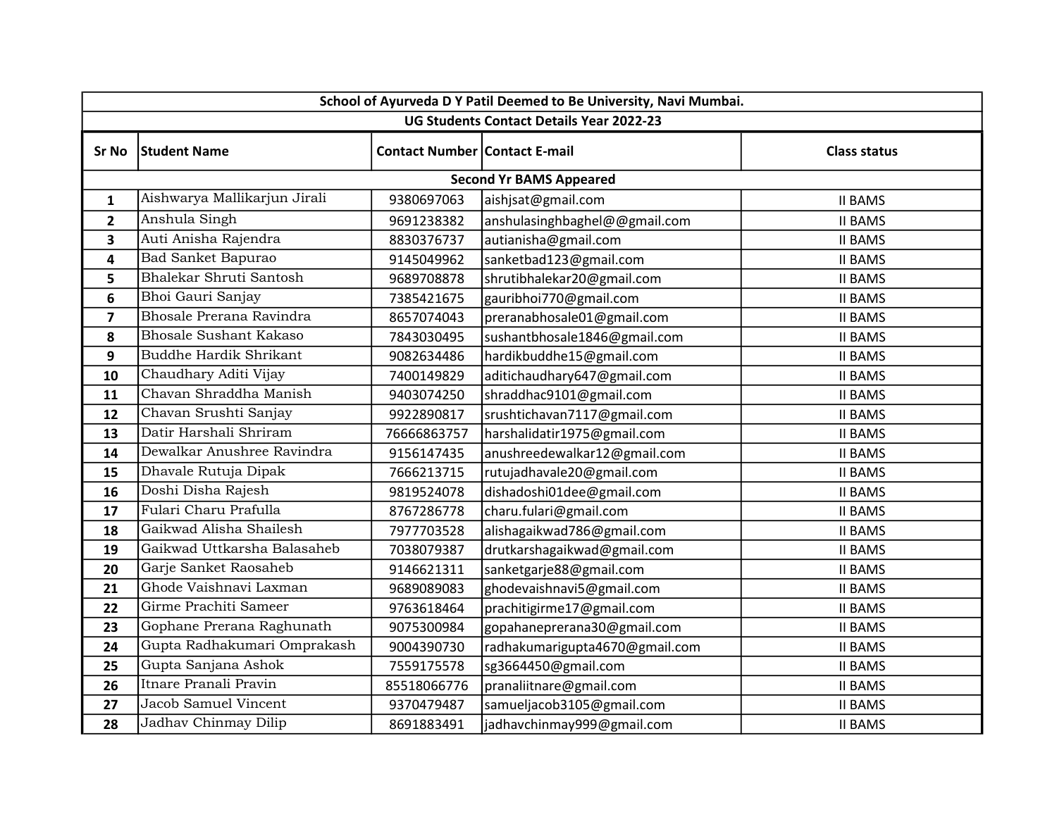| School of Ayurveda D Y Patil Deemed to Be University, Navi Mumbai. | | | | |
|---|---|---|---|---|
| **UG Students Contact Details Year 2022-23** | | | | |
| **Sr No** | **Student Name** | **Contact Number** | **Contact E-mail** | **Class status** |
| **Second Yr BAMS Appeared** | | | | |
| 1 | Aishwarya Mallikarjun Jirali | 9380697063 | aishjsat@gmail.com | II BAMS |
| 2 | Anshula Singh | 9691238382 | anshulasinghbaghel@@gmail.com | II BAMS |
| 3 | Auti Anisha Rajendra | 8830376737 | autianisha@gmail.com | II BAMS |
| 4 | Bad Sanket Bapurao | 9145049962 | sanketbad123@gmail.com | II BAMS |
| 5 | Bhalekar Shruti Santosh | 9689708878 | shrutibhalekar20@gmail.com | II BAMS |
| 6 | Bhoi Gauri Sanjay | 7385421675 | gauribhoi770@gmail.com | II BAMS |
| 7 | Bhosale Prerana Ravindra | 8657074043 | preranabhosale01@gmail.com | II BAMS |
| 8 | Bhosale Sushant Kakaso | 7843030495 | sushantbhosale1846@gmail.com | II BAMS |
| 9 | Buddhe Hardik Shrikant | 9082634486 | hardikbuddhe15@gmail.com | II BAMS |
| 10 | Chaudhary Aditi Vijay | 7400149829 | aditichaudhary647@gmail.com | II BAMS |
| 11 | Chavan Shraddha Manish | 9403074250 | shraddhac9101@gmail.com | II BAMS |
| 12 | Chavan Srushti Sanjay | 9922890817 | srushtichavan7117@gmail.com | II BAMS |
| 13 | Datir Harshali Shriram | 76666863757 | harshalidatir1975@gmail.com | II BAMS |
| 14 | Dewalkar Anushree Ravindra | 9156147435 | anushreedewalkar12@gmail.com | II BAMS |
| 15 | Dhavale Rutuja Dipak | 7666213715 | rutujadhavale20@gmail.com | II BAMS |
| 16 | Doshi Disha Rajesh | 9819524078 | dishadoshi01dee@gmail.com | II BAMS |
| 17 | Fulari Charu Prafulla | 8767286778 | charu.fulari@gmail.com | II BAMS |
| 18 | Gaikwad Alisha Shailesh | 7977703528 | alishagaikwad786@gmail.com | II BAMS |
| 19 | Gaikwad Uttkarsha Balasaheb | 7038079387 | drutkarshagaikwad@gmail.com | II BAMS |
| 20 | Garje Sanket Raosaheb | 9146621311 | sanketgarje88@gmail.com | II BAMS |
| 21 | Ghode Vaishnavi Laxman | 9689089083 | ghodevaishnavi5@gmail.com | II BAMS |
| 22 | Girme Prachiti Sameer | 9763618464 | prachitigirme17@gmail.com | II BAMS |
| 23 | Gophane Prerana Raghunath | 9075300984 | gopahaneprerana30@gmail.com | II BAMS |
| 24 | Gupta Radhakumari Omprakash | 9004390730 | radhakumarigupta4670@gmail.com | II BAMS |
| 25 | Gupta Sanjana Ashok | 7559175578 | sg3664450@gmail.com | II BAMS |
| 26 | Itnare Pranali Pravin | 85518066776 | pranaliitnare@gmail.com | II BAMS |
| 27 | Jacob Samuel Vincent | 9370479487 | samueljacob3105@gmail.com | II BAMS |
| 28 | Jadhav Chinmay Dilip | 8691883491 | jadhavchinmay999@gmail.com | II BAMS |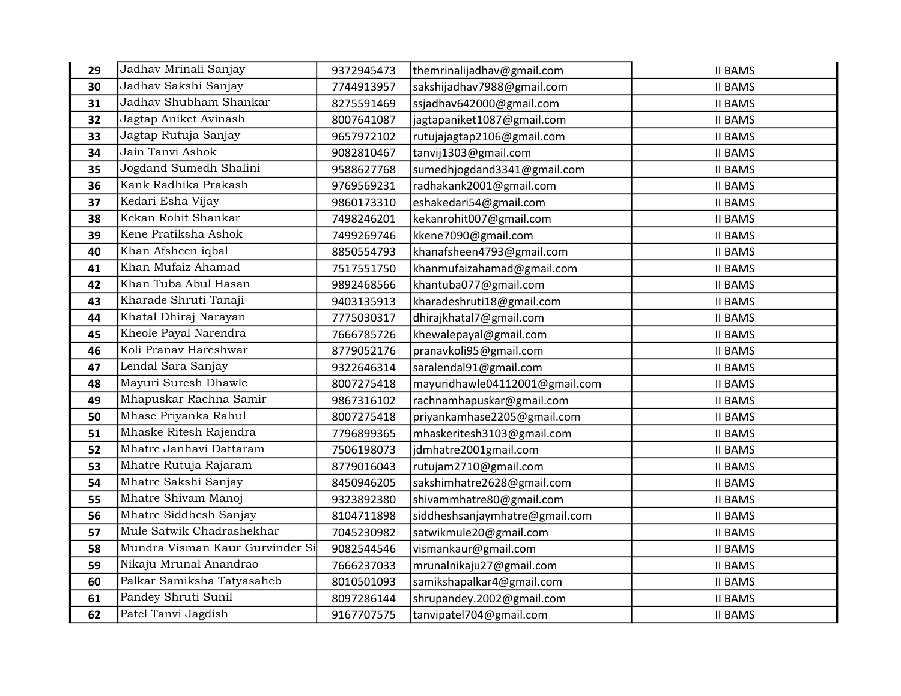| | | | | |
|---|---|---|---|---|
| 29 | Jadhav Mrinali Sanjay | 9372945473 | themrinalijadhav@gmail.com | II BAMS |
| 30 | Jadhav Sakshi Sanjay | 7744913957 | sakshijadhav7988@gmail.com | II BAMS |
| 31 | Jadhav Shubham Shankar | 8275591469 | ssjadhav642000@gmail.com | II BAMS |
| 32 | Jagtap Aniket Avinash | 8007641087 | jagtapaniket1087@gmail.com | II BAMS |
| 33 | Jagtap Rutuja Sanjay | 9657972102 | rutujajagtap2106@gmail.com | II BAMS |
| 34 | Jain Tanvi Ashok | 9082810467 | tanvij1303@gmail.com | II BAMS |
| 35 | Jogdand Sumedh Shalini | 9588627768 | sumedhjogdand3341@gmail.com | II BAMS |
| 36 | Kank Radhika Prakash | 9769569231 | radhakank2001@gmail.com | II BAMS |
| 37 | Kedari Esha Vijay | 9860173310 | eshakedari54@gmail.com | II BAMS |
| 38 | Kekan Rohit Shankar | 7498246201 | kekanrohit007@gmail.com | II BAMS |
| 39 | Kene Pratiksha Ashok | 7499269746 | kkene7090@gmail.com | II BAMS |
| 40 | Khan Afsheen iqbal | 8850554793 | khanafsheen4793@gmail.com | II BAMS |
| 41 | Khan Mufaiz Ahamad | 7517551750 | khanmufaizahamad@gmail.com | II BAMS |
| 42 | Khan Tuba Abul Hasan | 9892468566 | khantuba077@gmail.com | II BAMS |
| 43 | Kharade Shruti Tanaji | 9403135913 | kharadeshruti18@gmail.com | II BAMS |
| 44 | Khatal Dhiraj Narayan | 7775030317 | dhirajkhatal7@gmail.com | II BAMS |
| 45 | Kheole Payal Narendra | 7666785726 | khewalepayal@gmail.com | II BAMS |
| 46 | Koli Pranav Hareshwar | 8779052176 | pranavkoli95@gmail.com | II BAMS |
| 47 | Lendal Sara Sanjay | 9322646314 | saralendal91@gmail.com | II BAMS |
| 48 | Mayuri Suresh Dhawle | 8007275418 | mayuridhawle04112001@gmail.com | II BAMS |
| 49 | Mhapuskar Rachna Samir | 9867316102 | rachnamhapuskar@gmail.com | II BAMS |
| 50 | Mhase Priyanka Rahul | 8007275418 | priyankamhase2205@gmail.com | II BAMS |
| 51 | Mhaske Ritesh Rajendra | 7796899365 | mhaskeritesh3103@gmail.com | II BAMS |
| 52 | Mhatre Janhavi Dattaram | 7506198073 | jdmhatre2001gmail.com | II BAMS |
| 53 | Mhatre Rutuja Rajaram | 8779016043 | rutujam2710@gmail.com | II BAMS |
| 54 | Mhatre Sakshi Sanjay | 8450946205 | sakshimhatre2628@gmail.com | II BAMS |
| 55 | Mhatre Shivam Manoj | 9323892380 | shivammhatre80@gmail.com | II BAMS |
| 56 | Mhatre Siddhesh Sanjay | 8104711898 | siddheshsanjaymhatre@gmail.com | II BAMS |
| 57 | Mule Satwik Chadrashekhar | 7045230982 | satwikmule20@gmail.com | II BAMS |
| 58 | Mundra Visman Kaur Gurvinder Si | 9082544546 | vismankaur@gmail.com | II BAMS |
| 59 | Nikaju Mrunal Anandrao | 7666237033 | mrunalnikaju27@gmail.com | II BAMS |
| 60 | Palkar Samiksha Tatyasaheb | 8010501093 | samikshapalkar4@gmail.com | II BAMS |
| 61 | Pandey Shruti Sunil | 8097286144 | shrupandey.2002@gmail.com | II BAMS |
| 62 | Patel Tanvi Jagdish | 9167707575 | tanvipatel704@gmail.com | II BAMS |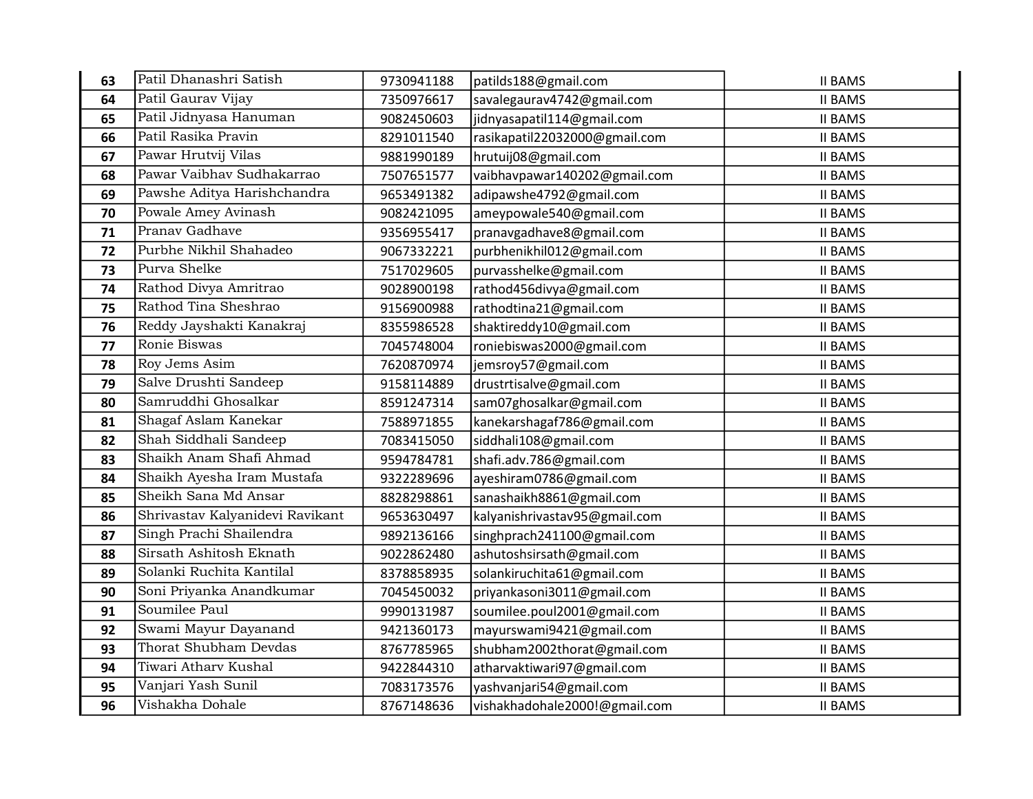| | | | | |
|---|---|---|---|---|
| **63** | Patil Dhanashri Satish | 9730941188 | patilds188@gmail.com | II BAMS |
| **64** | Patil Gaurav Vijay | 7350976617 | savalegaurav4742@gmail.com | II BAMS |
| **65** | Patil Jidnyasa Hanuman | 9082450603 | jidnyasapatil114@gmail.com | II BAMS |
| **66** | Patil Rasika Pravin | 8291011540 | rasikapatil22032000@gmail.com | II BAMS |
| **67** | Pawar Hrutvij Vilas | 9881990189 | hrutuij08@gmail.com | II BAMS |
| **68** | Pawar Vaibhav Sudhakarrao | 7507651577 | vaibhavpawar140202@gmail.com | II BAMS |
| **69** | Pawshe Aditya Harishchandra | 9653491382 | adipawshe4792@gmail.com | II BAMS |
| **70** | Powale Amey Avinash | 9082421095 | ameypowale540@gmail.com | II BAMS |
| **71** | Pranav Gadhave | 9356955417 | pranavgadhave8@gmail.com | II BAMS |
| **72** | Purbhe Nikhil Shahadeo | 9067332221 | purbhenikhil012@gmail.com | II BAMS |
| **73** | Purva Shelke | 7517029605 | purvasshelke@gmail.com | II BAMS |
| **74** | Rathod Divya Amritrao | 9028900198 | rathod456divya@gmail.com | II BAMS |
| **75** | Rathod Tina Sheshrao | 9156900988 | rathodtina21@gmail.com | II BAMS |
| **76** | Reddy Jayshakti Kanakraj | 8355986528 | shaktireddy10@gmail.com | II BAMS |
| **77** | Ronie Biswas | 7045748004 | roniebiswas2000@gmail.com | II BAMS |
| **78** | Roy Jems Asim | 7620870974 | jemsroy57@gmail.com | II BAMS |
| **79** | Salve Drushti Sandeep | 9158114889 | drustrtisalve@gmail.com | II BAMS |
| **80** | Samruddhi Ghosalkar | 8591247314 | sam07ghosalkar@gmail.com | II BAMS |
| **81** | Shagaf Aslam Kanekar | 7588971855 | kanekarshagaf786@gmail.com | II BAMS |
| **82** | Shah Siddhali Sandeep | 7083415050 | siddhali108@gmail.com | II BAMS |
| **83** | Shaikh Anam Shafi Ahmad | 9594784781 | shafi.adv.786@gmail.com | II BAMS |
| **84** | Shaikh Ayesha Iram Mustafa | 9322289696 | ayeshiram0786@gmail.com | II BAMS |
| **85** | Sheikh Sana Md Ansar | 8828298861 | sanashaikh8861@gmail.com | II BAMS |
| **86** | Shrivastav Kalyanidevi Ravikant | 9653630497 | kalyanishrivastav95@gmail.com | II BAMS |
| **87** | Singh Prachi Shailendra | 9892136166 | singhprach241100@gmail.com | II BAMS |
| **88** | Sirsath Ashitosh Eknath | 9022862480 | ashutoshsirsath@gmail.com | II BAMS |
| **89** | Solanki Ruchita Kantilal | 8378858935 | solankiruchita61@gmail.com | II BAMS |
| **90** | Soni Priyanka Anandkumar | 7045450032 | priyankasoni3011@gmail.com | II BAMS |
| **91** | Soumilee Paul | 9990131987 | soumilee.poul2001@gmail.com | II BAMS |
| **92** | Swami Mayur Dayanand | 9421360173 | mayurswami9421@gmail.com | II BAMS |
| **93** | Thorat Shubham Devdas | 8767785965 | shubham2002thorat@gmail.com | II BAMS |
| **94** | Tiwari Atharv Kushal | 9422844310 | atharvaktiwari97@gmail.com | II BAMS |
| **95** | Vanjari Yash Sunil | 7083173576 | yashvanjari54@gmail.com | II BAMS |
| **96** | Vishakha Dohale | 8767148636 | vishakhadohale2000!@gmail.com | II BAMS |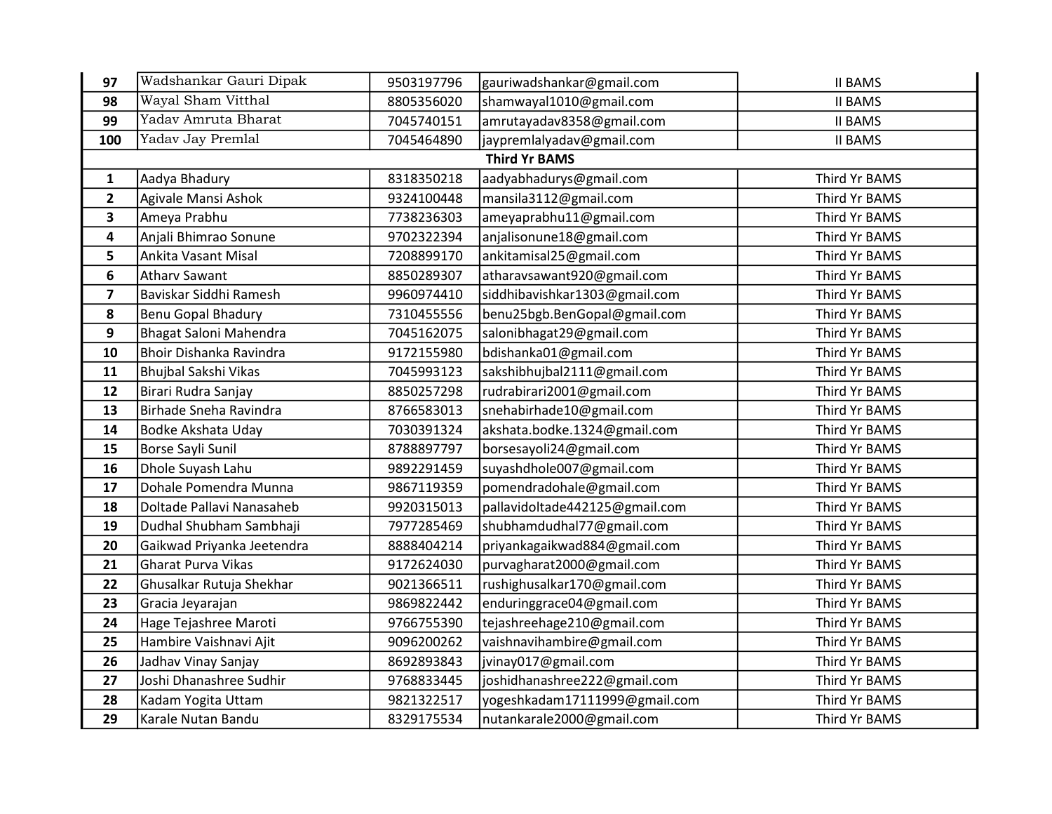| | | | | |
|---|---|---|---|---|
| **97** | Wadshankar Gauri Dipak | 9503197796 | gauriwadshankar@gmail.com | II BAMS |
| **98** | Wayal Sham Vitthal | 8805356020 | shamwayal1010@gmail.com | II BAMS |
| **99** | Yadav Amruta Bharat | 7045740151 | amrutayadav8358@gmail.com | II BAMS |
| **100** | Yadav Jay Premlal | 7045464890 | jaypremlalyadav@gmail.com | II BAMS |
| | | **Third Yr BAMS** | | |
| **1** | Aadya Bhadury | 8318350218 | aadyabhadurys@gmail.com | Third Yr BAMS |
| **2** | Agivale Mansi Ashok | 9324100448 | mansila3112@gmail.com | Third Yr BAMS |
| **3** | Ameya Prabhu | 7738236303 | ameyaprabhu11@gmail.com | Third Yr BAMS |
| **4** | Anjali Bhimrao Sonune | 9702322394 | anjalisonune18@gmail.com | Third Yr BAMS |
| **5** | Ankita Vasant Misal | 7208899170 | ankitamisal25@gmail.com | Third Yr BAMS |
| **6** | Atharv Sawant | 8850289307 | atharavsawant920@gmail.com | Third Yr BAMS |
| **7** | Baviskar Siddhi Ramesh | 9960974410 | siddhibavishkar1303@gmail.com | Third Yr BAMS |
| **8** | Benu Gopal Bhadury | 7310455556 | benu25bgb.BenGopal@gmail.com | Third Yr BAMS |
| **9** | Bhagat Saloni Mahendra | 7045162075 | salonibhagat29@gmail.com | Third Yr BAMS |
| **10** | Bhoir Dishanka Ravindra | 9172155980 | bdishanka01@gmail.com | Third Yr BAMS |
| **11** | Bhujbal Sakshi Vikas | 7045993123 | sakshibhujbal2111@gmail.com | Third Yr BAMS |
| **12** | Birari Rudra Sanjay | 8850257298 | rudrabirari2001@gmail.com | Third Yr BAMS |
| **13** | Birhade Sneha Ravindra | 8766583013 | snehabirhade10@gmail.com | Third Yr BAMS |
| **14** | Bodke Akshata Uday | 7030391324 | akshata.bodke.1324@gmail.com | Third Yr BAMS |
| **15** | Borse Sayli Sunil | 8788897797 | borsesayoli24@gmail.com | Third Yr BAMS |
| **16** | Dhole Suyash Lahu | 9892291459 | suyashdhole007@gmail.com | Third Yr BAMS |
| **17** | Dohale Pomendra Munna | 9867119359 | pomendradohale@gmail.com | Third Yr BAMS |
| **18** | Doltade Pallavi Nanasaheb | 9920315013 | pallavidoltade442125@gmail.com | Third Yr BAMS |
| **19** | Dudhal Shubham Sambhaji | 7977285469 | shubhamdudhal77@gmail.com | Third Yr BAMS |
| **20** | Gaikwad Priyanka Jeetendra | 8888404214 | priyankagaikwad884@gmail.com | Third Yr BAMS |
| **21** | Gharat Purva Vikas | 9172624030 | purvagharat2000@gmail.com | Third Yr BAMS |
| **22** | Ghusalkar Rutuja Shekhar | 9021366511 | rushighusalkar170@gmail.com | Third Yr BAMS |
| **23** | Gracia Jeyarajan | 9869822442 | enduringgrace04@gmail.com | Third Yr BAMS |
| **24** | Hage Tejashree Maroti | 9766755390 | tejashreehage210@gmail.com | Third Yr BAMS |
| **25** | Hambire Vaishnavi Ajit | 9096200262 | vaishnavihambire@gmail.com | Third Yr BAMS |
| **26** | Jadhav Vinay Sanjay | 8692893843 | jvinay017@gmail.com | Third Yr BAMS |
| **27** | Joshi Dhanashree Sudhir | 9768833445 | joshidhanashree222@gmail.com | Third Yr BAMS |
| **28** | Kadam Yogita Uttam | 9821322517 | yogeshkadam17111999@gmail.com | Third Yr BAMS |
| **29** | Karale Nutan Bandu | 8329175534 | nutankarale2000@gmail.com | Third Yr BAMS |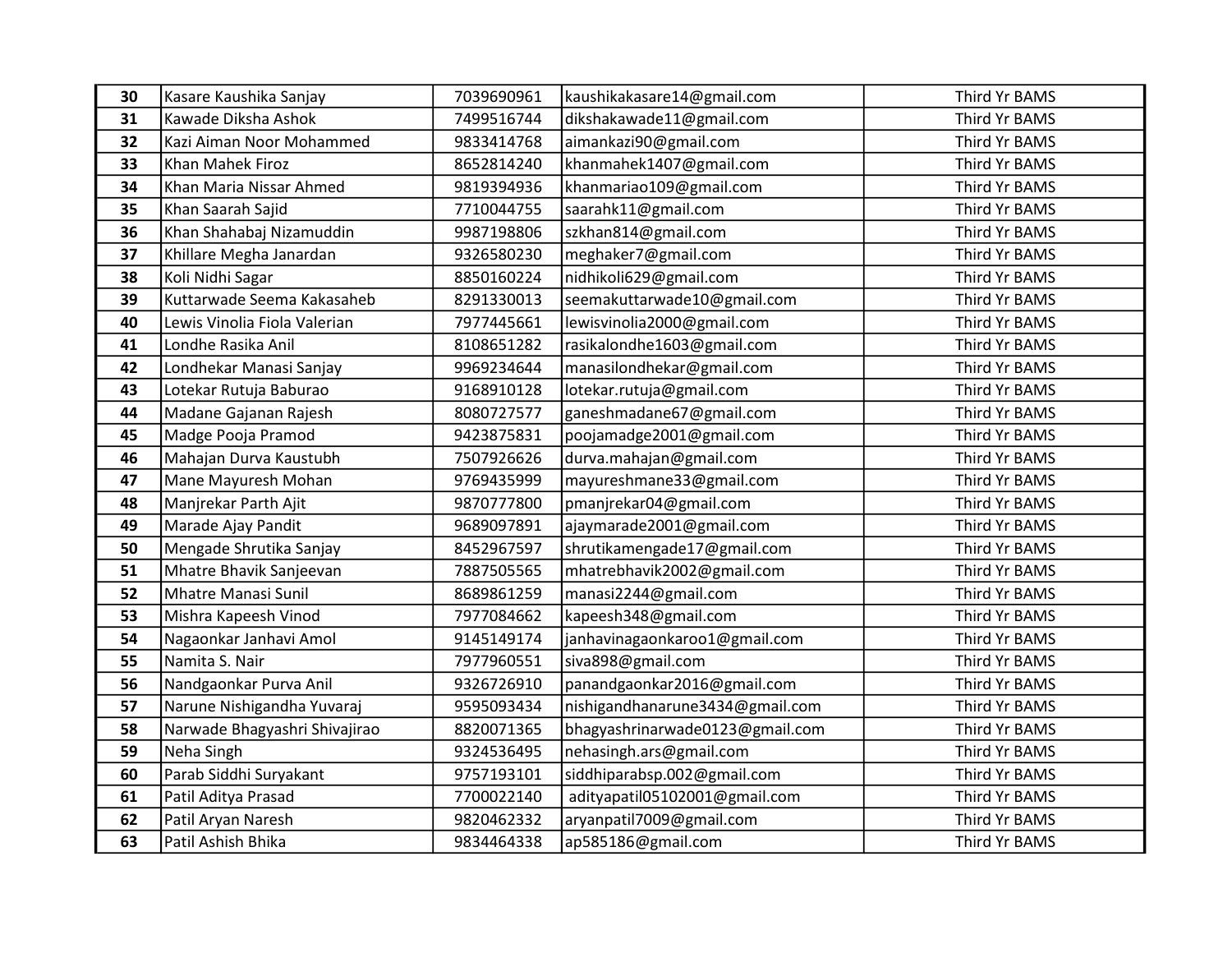| 30 | Kasare Kaushika Sanjay | 7039690961 | kaushikakasare14@gmail.com | Third Yr BAMS |
|---|---|---|---|---|
| 31 | Kawade Diksha Ashok | 7499516744 | dikshakawade11@gmail.com | Third Yr BAMS |
| 32 | Kazi Aiman Noor Mohammed | 9833414768 | aimankazi90@gmail.com | Third Yr BAMS |
| 33 | Khan Mahek Firoz | 8652814240 | khanmahek1407@gmail.com | Third Yr BAMS |
| 34 | Khan Maria Nissar Ahmed | 9819394936 | khanmariao109@gmail.com | Third Yr BAMS |
| 35 | Khan Saarah Sajid | 7710044755 | saarahk11@gmail.com | Third Yr BAMS |
| 36 | Khan Shahabaj Nizamuddin | 9987198806 | szkhan814@gmail.com | Third Yr BAMS |
| 37 | Khillare Megha Janardan | 9326580230 | meghaker7@gmail.com | Third Yr BAMS |
| 38 | Koli Nidhi Sagar | 8850160224 | nidhikoli629@gmail.com | Third Yr BAMS |
| 39 | Kuttarwade Seema Kakasaheb | 8291330013 | seemakuttarwade10@gmail.com | Third Yr BAMS |
| 40 | Lewis Vinolia Fiola Valerian | 7977445661 | lewisvinolia2000@gmail.com | Third Yr BAMS |
| 41 | Londhe Rasika Anil | 8108651282 | rasikalondhe1603@gmail.com | Third Yr BAMS |
| 42 | Londhekar Manasi Sanjay | 9969234644 | manasilondhekar@gmail.com | Third Yr BAMS |
| 43 | Lotekar Rutuja Baburao | 9168910128 | lotekar.rutuja@gmail.com | Third Yr BAMS |
| 44 | Madane Gajanan Rajesh | 8080727577 | ganeshmadane67@gmail.com | Third Yr BAMS |
| 45 | Madge Pooja Pramod | 9423875831 | poojamadge2001@gmail.com | Third Yr BAMS |
| 46 | Mahajan Durva Kaustubh | 7507926626 | durva.mahajan@gmail.com | Third Yr BAMS |
| 47 | Mane Mayuresh Mohan | 9769435999 | mayureshmane33@gmail.com | Third Yr BAMS |
| 48 | Manjrekar Parth Ajit | 9870777800 | pmanjrekar04@gmail.com | Third Yr BAMS |
| 49 | Marade Ajay Pandit | 9689097891 | ajaymarade2001@gmail.com | Third Yr BAMS |
| 50 | Mengade Shrutika Sanjay | 8452967597 | shrutikamengade17@gmail.com | Third Yr BAMS |
| 51 | Mhatre Bhavik Sanjeevan | 7887505565 | mhatrebhavik2002@gmail.com | Third Yr BAMS |
| 52 | Mhatre Manasi Sunil | 8689861259 | manasi2244@gmail.com | Third Yr BAMS |
| 53 | Mishra Kapeesh Vinod | 7977084662 | kapeesh348@gmail.com | Third Yr BAMS |
| 54 | Nagaonkar Janhavi Amol | 9145149174 | janhavinagaonkaroo1@gmail.com | Third Yr BAMS |
| 55 | Namita S. Nair | 7977960551 | siva898@gmail.com | Third Yr BAMS |
| 56 | Nandgaonkar Purva Anil | 9326726910 | panandgaonkar2016@gmail.com | Third Yr BAMS |
| 57 | Narune Nishigandha Yuvaraj | 9595093434 | nishigandhanarune3434@gmail.com | Third Yr BAMS |
| 58 | Narwade Bhagyashri Shivajirao | 8820071365 | bhagyashrinarwade0123@gmail.com | Third Yr BAMS |
| 59 | Neha Singh | 9324536495 | nehasingh.ars@gmail.com | Third Yr BAMS |
| 60 | Parab Siddhi Suryakant | 9757193101 | siddhiparabsp.002@gmail.com | Third Yr BAMS |
| 61 | Patil Aditya Prasad | 7700022140 | adityapatil05102001@gmail.com | Third Yr BAMS |
| 62 | Patil Aryan Naresh | 9820462332 | aryanpatil7009@gmail.com | Third Yr BAMS |
| 63 | Patil Ashish Bhika | 9834464338 | ap585186@gmail.com | Third Yr BAMS |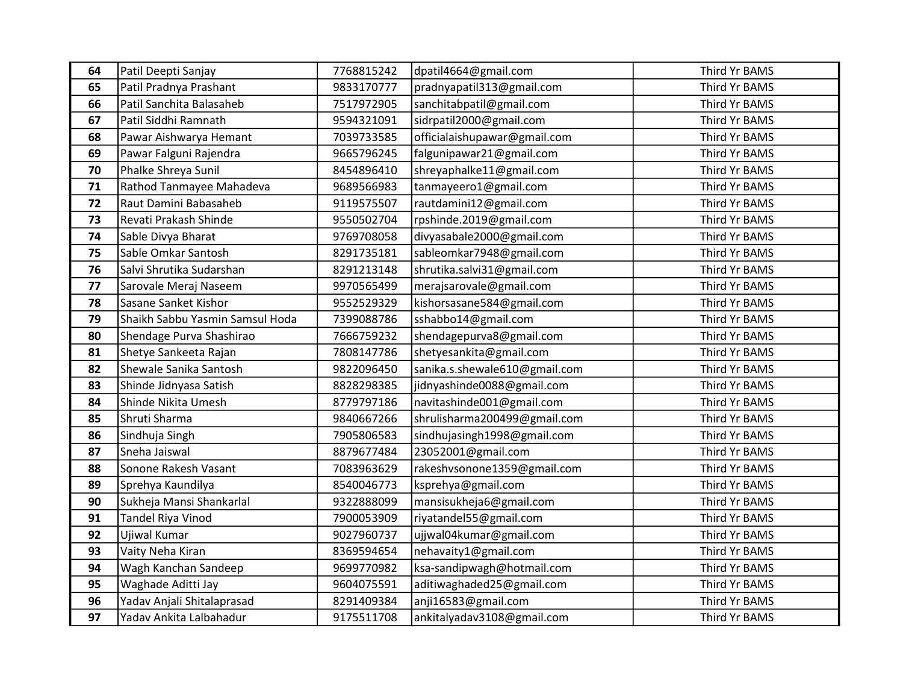| 64 | Patil Deepti Sanjay | 7768815242 | dpatil4664@gmail.com | Third Yr BAMS |
|---|---|---|---|---|
| 65 | Patil Pradnya Prashant | 9833170777 | pradnyapatil313@gmail.com | Third Yr BAMS |
| 66 | Patil Sanchita Balasaheb | 7517972905 | sanchitabpatil@gmail.com | Third Yr BAMS |
| 67 | Patil Siddhi Ramnath | 9594321091 | sidrpatil2000@gmail.com | Third Yr BAMS |
| 68 | Pawar Aishwarya Hemant | 7039733585 | officialaishupawar@gmail.com | Third Yr BAMS |
| 69 | Pawar Falguni Rajendra | 9665796245 | falgunipawar21@gmail.com | Third Yr BAMS |
| 70 | Phalke Shreya Sunil | 8454896410 | shreyaphalke11@gmail.com | Third Yr BAMS |
| 71 | Rathod Tanmayee Mahadeva | 9689566983 | tanmayeero1@gmail.com | Third Yr BAMS |
| 72 | Raut Damini Babasaheb | 9119575507 | rautdamini12@gmail.com | Third Yr BAMS |
| 73 | Revati Prakash Shinde | 9550502704 | rpshinde.2019@gmail.com | Third Yr BAMS |
| 74 | Sable Divya Bharat | 9769708058 | divyasabale2000@gmail.com | Third Yr BAMS |
| 75 | Sable Omkar Santosh | 8291735181 | sableomkar7948@gmail.com | Third Yr BAMS |
| 76 | Salvi Shrutika Sudarshan | 8291213148 | shrutika.salvi31@gmail.com | Third Yr BAMS |
| 77 | Sarovale Meraj Naseem | 9970565499 | merajsarovale@gmail.com | Third Yr BAMS |
| 78 | Sasane Sanket Kishor | 9552529329 | kishorsasane584@gmail.com | Third Yr BAMS |
| 79 | Shaikh Sabbu Yasmin Samsul Hoda | 7399088786 | sshabbo14@gmail.com | Third Yr BAMS |
| 80 | Shendage Purva Shashirao | 7666759232 | shendagepurva8@gmail.com | Third Yr BAMS |
| 81 | Shetye Sankeeta Rajan | 7808147786 | shetyesankita@gmail.com | Third Yr BAMS |
| 82 | Shewale Sanika Santosh | 9822096450 | sanika.s.shewale610@gmail.com | Third Yr BAMS |
| 83 | Shinde Jidnyasa Satish | 8828298385 | jidnyashinde0088@gmail.com | Third Yr BAMS |
| 84 | Shinde Nikita Umesh | 8779797186 | navitashinde001@gmail.com | Third Yr BAMS |
| 85 | Shruti Sharma | 9840667266 | shrulisharma200499@gmail.com | Third Yr BAMS |
| 86 | Sindhuja Singh | 7905806583 | sindhujasingh1998@gmail.com | Third Yr BAMS |
| 87 | Sneha Jaiswal | 8879677484 | 23052001@gmail.com | Third Yr BAMS |
| 88 | Sonone Rakesh Vasant | 7083963629 | rakeshvsonone1359@gmail.com | Third Yr BAMS |
| 89 | Sprehya Kaundilya | 8540046773 | ksprehya@gmail.com | Third Yr BAMS |
| 90 | Sukheja Mansi Shankarlal | 9322888099 | mansisukheja6@gmail.com | Third Yr BAMS |
| 91 | Tandel Riya Vinod | 7900053909 | riyatandel55@gmail.com | Third Yr BAMS |
| 92 | Ujiwal Kumar | 9027960737 | ujjwal04kumar@gmail.com | Third Yr BAMS |
| 93 | Vaity Neha Kiran | 8369594654 | nehavaity1@gmail.com | Third Yr BAMS |
| 94 | Wagh Kanchan Sandeep | 9699770982 | ksa-sandipwagh@hotmail.com | Third Yr BAMS |
| 95 | Waghade Aditti Jay | 9604075591 | aditiwaghaded25@gmail.com | Third Yr BAMS |
| 96 | Yadav Anjali Shitalaprasad | 8291409384 | anji16583@gmail.com | Third Yr BAMS |
| 97 | Yadav Ankita Lalbahadur | 9175511708 | ankitalyadav3108@gmail.com | Third Yr BAMS |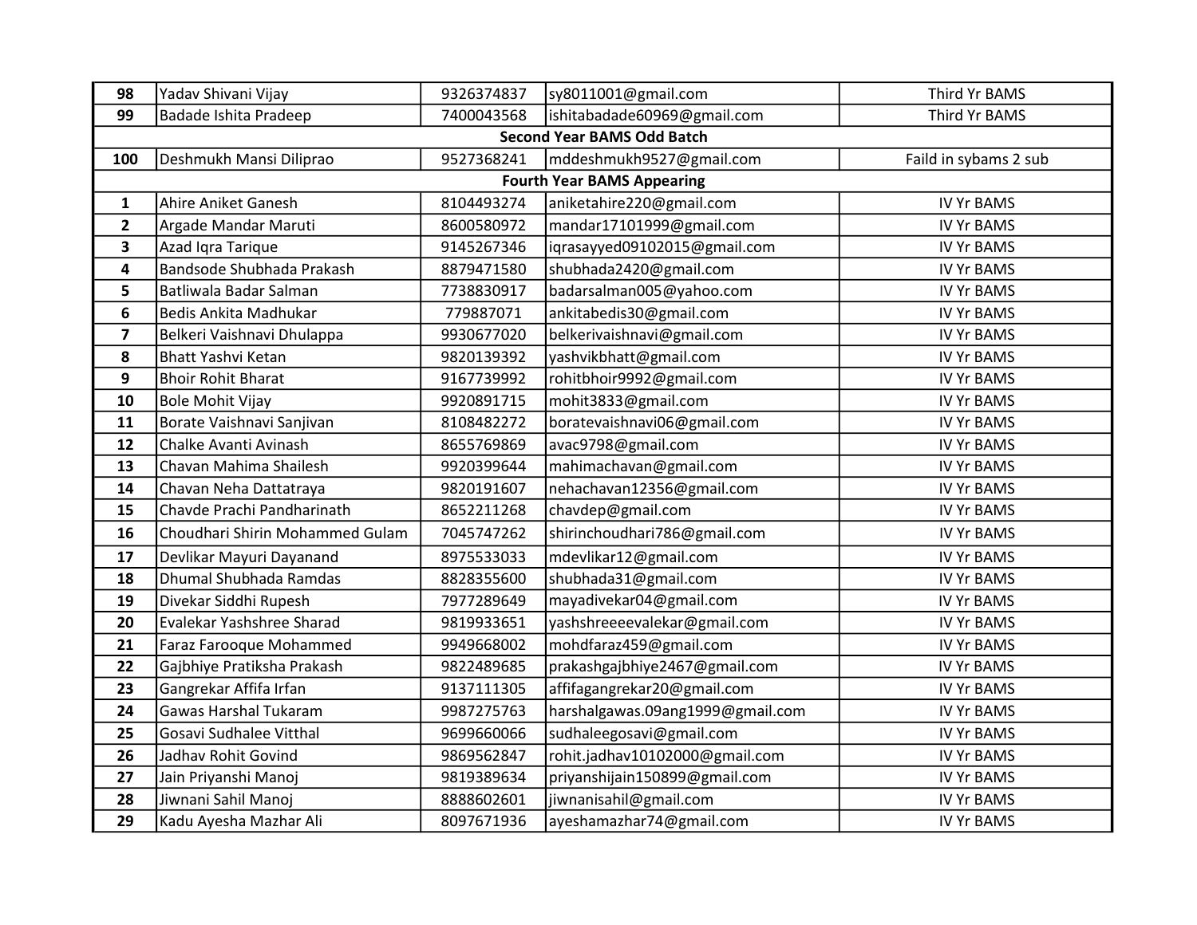| 98 | Yadav Shivani Vijay | 9326374837 | sy8011001@gmail.com | Third Yr BAMS |
|---|---|---|---|---|
| 99 | Badade Ishita Pradeep | 7400043568 | ishitabadade60969@gmail.com | Third Yr BAMS |
| **Second Year BAMS Odd Batch** | | | | |
| 100 | Deshmukh Mansi Diliprao | 9527368241 | mddeshmukh9527@gmail.com | Faild in sybams 2 sub |
| **Fourth Year BAMS Appearing** | | | | |
| 1 | Ahire Aniket Ganesh | 8104493274 | aniketahire220@gmail.com | IV Yr BAMS |
| 2 | Argade Mandar Maruti | 8600580972 | mandar17101999@gmail.com | IV Yr BAMS |
| 3 | Azad Iqra Tarique | 9145267346 | iqrasayyed09102015@gmail.com | IV Yr BAMS |
| 4 | Bandsode Shubhada Prakash | 8879471580 | shubhada2420@gmail.com | IV Yr BAMS |
| 5 | Batliwala Badar Salman | 7738830917 | badarsalman005@yahoo.com | IV Yr BAMS |
| 6 | Bedis Ankita Madhukar | 779887071 | ankitabedis30@gmail.com | IV Yr BAMS |
| 7 | Belkeri Vaishnavi Dhulappa | 9930677020 | belkerivaishnavi@gmail.com | IV Yr BAMS |
| 8 | Bhatt Yashvi Ketan | 9820139392 | yashvikbhatt@gmail.com | IV Yr BAMS |
| 9 | Bhoir Rohit Bharat | 9167739992 | rohitbhoir9992@gmail.com | IV Yr BAMS |
| 10 | Bole Mohit Vijay | 9920891715 | mohit3833@gmail.com | IV Yr BAMS |
| 11 | Borate Vaishnavi Sanjivan | 8108482272 | boratevaishnavi06@gmail.com | IV Yr BAMS |
| 12 | Chalke Avanti Avinash | 8655769869 | avac9798@gmail.com | IV Yr BAMS |
| 13 | Chavan Mahima Shailesh | 9920399644 | mahimachavan@gmail.com | IV Yr BAMS |
| 14 | Chavan Neha Dattatraya | 9820191607 | nehachavan12356@gmail.com | IV Yr BAMS |
| 15 | Chavde Prachi Pandharinath | 8652211268 | chavdep@gmail.com | IV Yr BAMS |
| 16 | Choudhari Shirin Mohammed Gulam | 7045747262 | shirinchoudhari786@gmail.com | IV Yr BAMS |
| 17 | Devlikar Mayuri Dayanand | 8975533033 | mdevlikar12@gmail.com | IV Yr BAMS |
| 18 | Dhumal Shubhada Ramdas | 8828355600 | shubhada31@gmail.com | IV Yr BAMS |
| 19 | Divekar Siddhi Rupesh | 7977289649 | mayadivekar04@gmail.com | IV Yr BAMS |
| 20 | Evalekar Yashshree Sharad | 9819933651 | yashshreeeevalekar@gmail.com | IV Yr BAMS |
| 21 | Faraz Farooque Mohammed | 9949668002 | mohdfaraz459@gmail.com | IV Yr BAMS |
| 22 | Gajbhiye Pratiksha Prakash | 9822489685 | prakashgajbhiye2467@gmail.com | IV Yr BAMS |
| 23 | Gangrekar Affifa Irfan | 9137111305 | affifagangrekar20@gmail.com | IV Yr BAMS |
| 24 | Gawas Harshal Tukaram | 9987275763 | harshalgawas.09ang1999@gmail.com | IV Yr BAMS |
| 25 | Gosavi Sudhalee Vitthal | 9699660066 | sudhaleegosavi@gmail.com | IV Yr BAMS |
| 26 | Jadhav Rohit Govind | 9869562847 | rohit.jadhav10102000@gmail.com | IV Yr BAMS |
| 27 | Jain Priyanshi Manoj | 9819389634 | priyanshijain150899@gmail.com | IV Yr BAMS |
| 28 | Jiwnani Sahil Manoj | 8888602601 | jiwnanisahil@gmail.com | IV Yr BAMS |
| 29 | Kadu Ayesha Mazhar Ali | 8097671936 | ayeshamazhar74@gmail.com | IV Yr BAMS |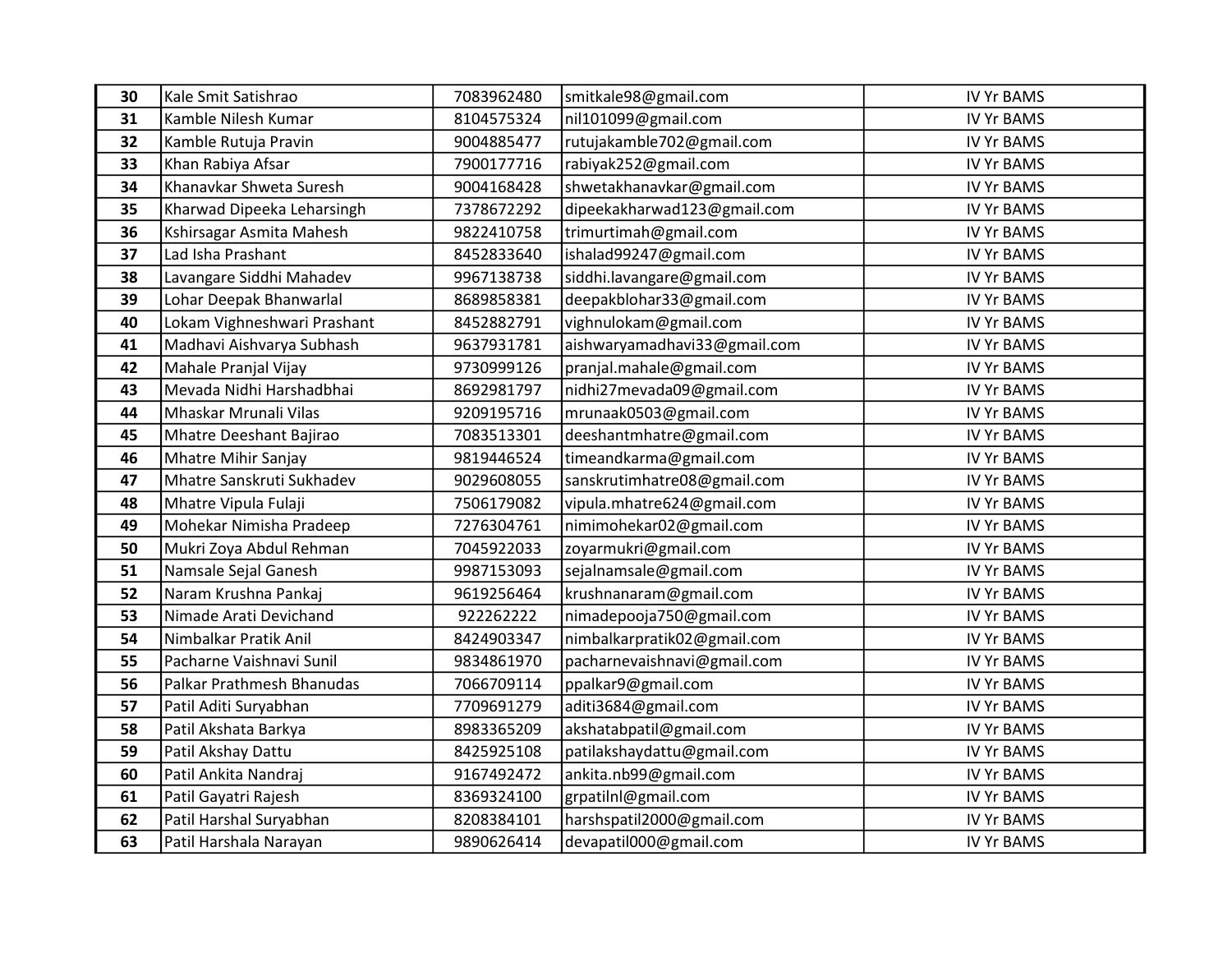| 30 | Kale Smit Satishrao | 7083962480 | smitkale98@gmail.com | IV Yr BAMS |
|---|---|---|---|---|
| 31 | Kamble Nilesh Kumar | 8104575324 | nil101099@gmail.com | IV Yr BAMS |
| 32 | Kamble Rutuja Pravin | 9004885477 | rutujakamble702@gmail.com | IV Yr BAMS |
| 33 | Khan Rabiya Afsar | 7900177716 | rabiyak252@gmail.com | IV Yr BAMS |
| 34 | Khanavkar Shweta Suresh | 9004168428 | shwetakhanavkar@gmail.com | IV Yr BAMS |
| 35 | Kharwad Dipeeka Leharsingh | 7378672292 | dipeekakharwad123@gmail.com | IV Yr BAMS |
| 36 | Kshirsagar Asmita Mahesh | 9822410758 | trimurtimah@gmail.com | IV Yr BAMS |
| 37 | Lad Isha Prashant | 8452833640 | ishalad99247@gmail.com | IV Yr BAMS |
| 38 | Lavangare Siddhi Mahadev | 9967138738 | siddhi.lavangare@gmail.com | IV Yr BAMS |
| 39 | Lohar Deepak Bhanwarlal | 8689858381 | deepakblohar33@gmail.com | IV Yr BAMS |
| 40 | Lokam Vighneshwari Prashant | 8452882791 | vighnulokam@gmail.com | IV Yr BAMS |
| 41 | Madhavi Aishvarya Subhash | 9637931781 | aishwaryamadhavi33@gmail.com | IV Yr BAMS |
| 42 | Mahale Pranjal Vijay | 9730999126 | pranjal.mahale@gmail.com | IV Yr BAMS |
| 43 | Mevada Nidhi Harshadbhai | 8692981797 | nidhi27mevada09@gmail.com | IV Yr BAMS |
| 44 | Mhaskar Mrunali Vilas | 9209195716 | mrunaak0503@gmail.com | IV Yr BAMS |
| 45 | Mhatre Deeshant Bajirao | 7083513301 | deeshantmhatre@gmail.com | IV Yr BAMS |
| 46 | Mhatre Mihir Sanjay | 9819446524 | timeandkarma@gmail.com | IV Yr BAMS |
| 47 | Mhatre Sanskruti Sukhadev | 9029608055 | sanskrutimhatre08@gmail.com | IV Yr BAMS |
| 48 | Mhatre Vipula Fulaji | 7506179082 | vipula.mhatre624@gmail.com | IV Yr BAMS |
| 49 | Mohekar Nimisha Pradeep | 7276304761 | nimimohekar02@gmail.com | IV Yr BAMS |
| 50 | Mukri Zoya Abdul Rehman | 7045922033 | zoyarmukri@gmail.com | IV Yr BAMS |
| 51 | Namsale Sejal Ganesh | 9987153093 | sejalnamsale@gmail.com | IV Yr BAMS |
| 52 | Naram Krushna Pankaj | 9619256464 | krushnanaram@gmail.com | IV Yr BAMS |
| 53 | Nimade Arati Devichand | 922262222 | nimadepooja750@gmail.com | IV Yr BAMS |
| 54 | Nimbalkar Pratik Anil | 8424903347 | nimbalkarpratik02@gmail.com | IV Yr BAMS |
| 55 | Pacharne Vaishnavi Sunil | 9834861970 | pacharnevaishnavi@gmail.com | IV Yr BAMS |
| 56 | Palkar Prathmesh Bhanudas | 7066709114 | ppalkar9@gmail.com | IV Yr BAMS |
| 57 | Patil Aditi Suryabhan | 7709691279 | aditi3684@gmail.com | IV Yr BAMS |
| 58 | Patil Akshata Barkya | 8983365209 | akshatabpatil@gmail.com | IV Yr BAMS |
| 59 | Patil Akshay Dattu | 8425925108 | patilakshaydattu@gmail.com | IV Yr BAMS |
| 60 | Patil Ankita Nandraj | 9167492472 | ankita.nb99@gmail.com | IV Yr BAMS |
| 61 | Patil Gayatri Rajesh | 8369324100 | grpatilnl@gmail.com | IV Yr BAMS |
| 62 | Patil Harshal Suryabhan | 8208384101 | harshspatil2000@gmail.com | IV Yr BAMS |
| 63 | Patil Harshala Narayan | 9890626414 | devapatil000@gmail.com | IV Yr BAMS |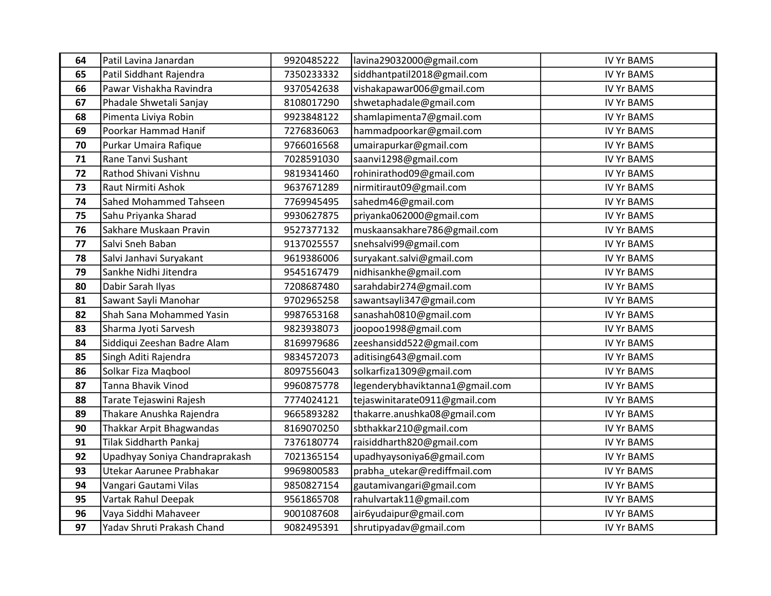| 64 | Patil Lavina Janardan | 9920485222 | lavina29032000@gmail.com | IV Yr BAMS |
|---|---|---|---|---|
| 65 | Patil Siddhant Rajendra | 7350233332 | siddhantpatil2018@gmail.com | IV Yr BAMS |
| 66 | Pawar Vishakha Ravindra | 9370542638 | vishakapawar006@gmail.com | IV Yr BAMS |
| 67 | Phadale Shwetali Sanjay | 8108017290 | shwetaphadale@gmail.com | IV Yr BAMS |
| 68 | Pimenta Liviya Robin | 9923848122 | shamlapimenta7@gmail.com | IV Yr BAMS |
| 69 | Poorkar Hammad Hanif | 7276836063 | hammadpoorkar@gmail.com | IV Yr BAMS |
| 70 | Purkar Umaira Rafique | 9766016568 | umairapurkar@gmail.com | IV Yr BAMS |
| 71 | Rane Tanvi Sushant | 7028591030 | saanvi1298@gmail.com | IV Yr BAMS |
| 72 | Rathod Shivani Vishnu | 9819341460 | rohinirathod09@gmail.com | IV Yr BAMS |
| 73 | Raut Nirmiti Ashok | 9637671289 | nirmitiraut09@gmail.com | IV Yr BAMS |
| 74 | Sahed Mohammed Tahseen | 7769945495 | sahedm46@gmail.com | IV Yr BAMS |
| 75 | Sahu Priyanka Sharad | 9930627875 | priyanka062000@gmail.com | IV Yr BAMS |
| 76 | Sakhare Muskaan Pravin | 9527377132 | muskaansakhare786@gmail.com | IV Yr BAMS |
| 77 | Salvi Sneh Baban | 9137025557 | snehsalvi99@gmail.com | IV Yr BAMS |
| 78 | Salvi Janhavi Suryakant | 9619386006 | suryakant.salvi@gmail.com | IV Yr BAMS |
| 79 | Sankhe Nidhi Jitendra | 9545167479 | nidhisankhe@gmail.com | IV Yr BAMS |
| 80 | Dabir Sarah Ilyas | 7208687480 | sarahdabir274@gmail.com | IV Yr BAMS |
| 81 | Sawant Sayli Manohar | 9702965258 | sawantsayli347@gmail.com | IV Yr BAMS |
| 82 | Shah Sana Mohammed Yasin | 9987653168 | sanashah0810@gmail.com | IV Yr BAMS |
| 83 | Sharma Jyoti Sarvesh | 9823938073 | joopoo1998@gmail.com | IV Yr BAMS |
| 84 | Siddiqui Zeeshan Badre Alam | 8169979686 | zeeshansidd522@gmail.com | IV Yr BAMS |
| 85 | Singh Aditi Rajendra | 9834572073 | aditising643@gmail.com | IV Yr BAMS |
| 86 | Solkar Fiza Maqbool | 8097556043 | solkarfiza1309@gmail.com | IV Yr BAMS |
| 87 | Tanna Bhavik Vinod | 9960875778 | legenderybhaviktanna1@gmail.com | IV Yr BAMS |
| 88 | Tarate Tejaswini Rajesh | 7774024121 | tejaswinitarate0911@gmail.com | IV Yr BAMS |
| 89 | Thakare Anushka Rajendra | 9665893282 | thakarre.anushka08@gmail.com | IV Yr BAMS |
| 90 | Thakkar Arpit Bhagwandas | 8169070250 | sbthakkar210@gmail.com | IV Yr BAMS |
| 91 | Tilak Siddharth Pankaj | 7376180774 | raisiddharth820@gmail.com | IV Yr BAMS |
| 92 | Upadhyay Soniya Chandraprakash | 7021365154 | upadhyaysoniya6@gmail.com | IV Yr BAMS |
| 93 | Utekar Aarunee Prabhakar | 9969800583 | prabha_utekar@rediffmail.com | IV Yr BAMS |
| 94 | Vangari Gautami Vilas | 9850827154 | gautamivangari@gmail.com | IV Yr BAMS |
| 95 | Vartak Rahul Deepak | 9561865708 | rahulvartak11@gmail.com | IV Yr BAMS |
| 96 | Vaya Siddhi Mahaveer | 9001087608 | air6yudaipur@gmail.com | IV Yr BAMS |
| 97 | Yadav Shruti Prakash Chand | 9082495391 | shrutipyadav@gmail.com | IV Yr BAMS |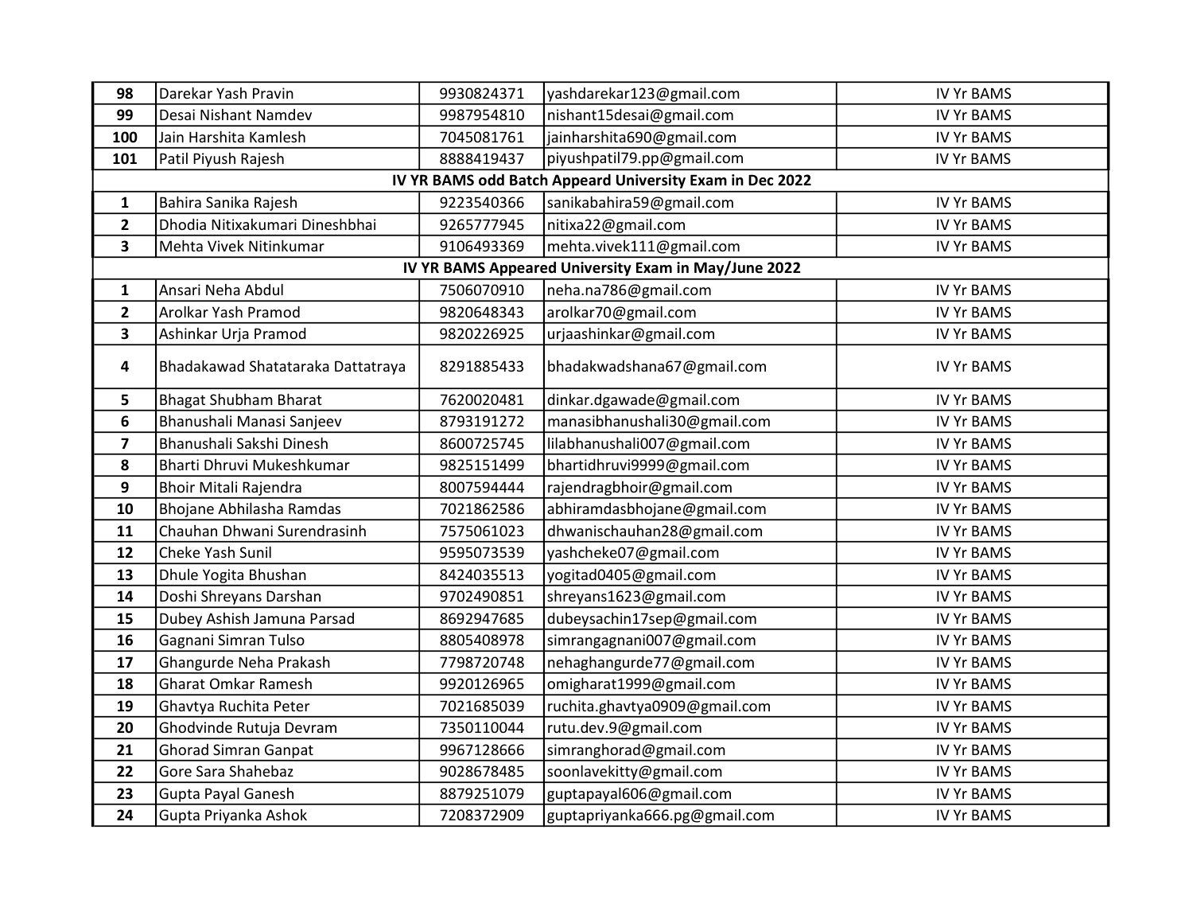| 98 | Darekar Yash Pravin | 9930824371 | yashdarekar123@gmail.com | IV Yr BAMS |
|---|---|---|---|---|
| 99 | Desai Nishant Namdev | 9987954810 | nishant15desai@gmail.com | IV Yr BAMS |
| 100 | Jain Harshita Kamlesh | 7045081761 | jainharshita690@gmail.com | IV Yr BAMS |
| 101 | Patil Piyush Rajesh | 8888419437 | piyushpatil79.pp@gmail.com | IV Yr BAMS |
| **IV YR BAMS odd Batch Appeard University Exam in Dec 2022** | | | | |
| 1 | Bahira Sanika Rajesh | 9223540366 | sanikabahira59@gmail.com | IV Yr BAMS |
| 2 | Dhodia Nitixakumari Dineshbhai | 9265777945 | nitixa22@gmail.com | IV Yr BAMS |
| 3 | Mehta Vivek Nitinkumar | 9106493369 | mehta.vivek111@gmail.com | IV Yr BAMS |
| **IV YR BAMS Appeared University Exam in May/June 2022** | | | | |
| 1 | Ansari Neha Abdul | 7506070910 | neha.na786@gmail.com | IV Yr BAMS |
| 2 | Arolkar Yash Pramod | 9820648343 | arolkar70@gmail.com | IV Yr BAMS |
| 3 | Ashinkar Urja Pramod | 9820226925 | urjaashinkar@gmail.com | IV Yr BAMS |
| 4 | Bhadakawad Shatataraka Dattatraya | 8291885433 | bhadakwadshana67@gmail.com | IV Yr BAMS |
| 5 | Bhagat Shubham Bharat | 7620020481 | dinkar.dgawade@gmail.com | IV Yr BAMS |
| 6 | Bhanushali Manasi Sanjeev | 8793191272 | manasibhanushali30@gmail.com | IV Yr BAMS |
| 7 | Bhanushali Sakshi Dinesh | 8600725745 | lilabhanushali007@gmail.com | IV Yr BAMS |
| 8 | Bharti Dhruvi Mukeshkumar | 9825151499 | bhartidhruvi9999@gmail.com | IV Yr BAMS |
| 9 | Bhoir Mitali Rajendra | 8007594444 | rajendragbhoir@gmail.com | IV Yr BAMS |
| 10 | Bhojane Abhilasha Ramdas | 7021862586 | abhiramdasbhojane@gmail.com | IV Yr BAMS |
| 11 | Chauhan Dhwani Surendrasinh | 7575061023 | dhwanischauhan28@gmail.com | IV Yr BAMS |
| 12 | Cheke Yash Sunil | 9595073539 | yashcheke07@gmail.com | IV Yr BAMS |
| 13 | Dhule Yogita Bhushan | 8424035513 | yogitad0405@gmail.com | IV Yr BAMS |
| 14 | Doshi Shreyans Darshan | 9702490851 | shreyans1623@gmail.com | IV Yr BAMS |
| 15 | Dubey Ashish Jamuna Parsad | 8692947685 | dubeysachin17sep@gmail.com | IV Yr BAMS |
| 16 | Gagnani Simran Tulso | 8805408978 | simrangagnani007@gmail.com | IV Yr BAMS |
| 17 | Ghangurde Neha Prakash | 7798720748 | nehaghangurde77@gmail.com | IV Yr BAMS |
| 18 | Gharat Omkar Ramesh | 9920126965 | omigharat1999@gmail.com | IV Yr BAMS |
| 19 | Ghavtya Ruchita Peter | 7021685039 | ruchita.ghavtya0909@gmail.com | IV Yr BAMS |
| 20 | Ghodvinde Rutuja Devram | 7350110044 | rutu.dev.9@gmail.com | IV Yr BAMS |
| 21 | Ghorad Simran Ganpat | 9967128666 | simranghorad@gmail.com | IV Yr BAMS |
| 22 | Gore Sara Shahebaz | 9028678485 | soonlavekitty@gmail.com | IV Yr BAMS |
| 23 | Gupta Payal Ganesh | 8879251079 | guptapayal606@gmail.com | IV Yr BAMS |
| 24 | Gupta Priyanka Ashok | 7208372909 | guptapriyanka666.pg@gmail.com | IV Yr BAMS |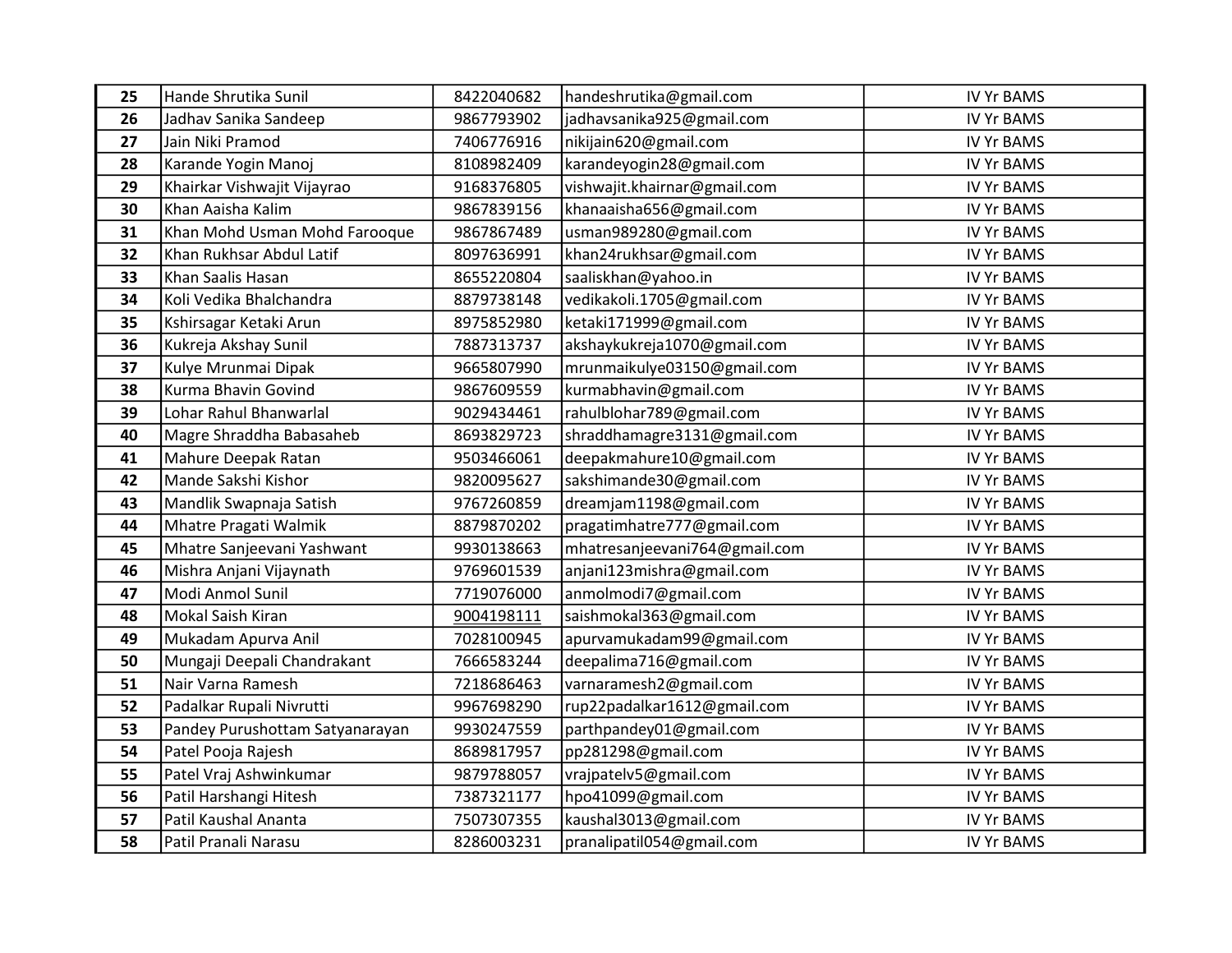| | | | | |
|---|---|---|---|---|
| **25** | Hande Shrutika Sunil | 8422040682 | handeshrutika@gmail.com | IV Yr BAMS |
| **26** | Jadhav Sanika Sandeep | 9867793902 | jadhavsanika925@gmail.com | IV Yr BAMS |
| **27** | Jain Niki Pramod | 7406776916 | nikijain620@gmail.com | IV Yr BAMS |
| **28** | Karande Yogin Manoj | 8108982409 | karandeyogin28@gmail.com | IV Yr BAMS |
| **29** | Khairkar Vishwajit Vijayrao | 9168376805 | vishwajit.khairnar@gmail.com | IV Yr BAMS |
| **30** | Khan Aaisha Kalim | 9867839156 | khanaaisha656@gmail.com | IV Yr BAMS |
| **31** | Khan Mohd Usman Mohd Farooque | 9867867489 | usman989280@gmail.com | IV Yr BAMS |
| **32** | Khan Rukhsar Abdul Latif | 8097636991 | khan24rukhsar@gmail.com | IV Yr BAMS |
| **33** | Khan Saalis Hasan | 8655220804 | saaliskhan@yahoo.in | IV Yr BAMS |
| **34** | Koli Vedika Bhalchandra | 8879738148 | vedikakoli.1705@gmail.com | IV Yr BAMS |
| **35** | Kshirsagar Ketaki Arun | 8975852980 | ketaki171999@gmail.com | IV Yr BAMS |
| **36** | Kukreja Akshay Sunil | 7887313737 | akshaykukreja1070@gmail.com | IV Yr BAMS |
| **37** | Kulye Mrunmai Dipak | 9665807990 | mrunmaikulye03150@gmail.com | IV Yr BAMS |
| **38** | Kurma Bhavin Govind | 9867609559 | kurmabhavin@gmail.com | IV Yr BAMS |
| **39** | Lohar Rahul Bhanwarlal | 9029434461 | rahulblohar789@gmail.com | IV Yr BAMS |
| **40** | Magre Shraddha Babasaheb | 8693829723 | shraddhamagre3131@gmail.com | IV Yr BAMS |
| **41** | Mahure Deepak Ratan | 9503466061 | deepakmahure10@gmail.com | IV Yr BAMS |
| **42** | Mande Sakshi Kishor | 9820095627 | sakshimande30@gmail.com | IV Yr BAMS |
| **43** | Mandlik Swapnaja Satish | 9767260859 | dreamjam1198@gmail.com | IV Yr BAMS |
| **44** | Mhatre Pragati Walmik | 8879870202 | pragatimhatre777@gmail.com | IV Yr BAMS |
| **45** | Mhatre Sanjeevani Yashwant | 9930138663 | mhatresanjeevani764@gmail.com | IV Yr BAMS |
| **46** | Mishra Anjani Vijaynath | 9769601539 | anjani123mishra@gmail.com | IV Yr BAMS |
| **47** | Modi Anmol Sunil | 7719076000 | anmolmodi7@gmail.com | IV Yr BAMS |
| **48** | Mokal Saish Kiran | 9004198111 | saishmokal363@gmail.com | IV Yr BAMS |
| **49** | Mukadam Apurva Anil | 7028100945 | apurvamukadam99@gmail.com | IV Yr BAMS |
| **50** | Mungaji Deepali Chandrakant | 7666583244 | deepalima716@gmail.com | IV Yr BAMS |
| **51** | Nair Varna Ramesh | 7218686463 | varnaramesh2@gmail.com | IV Yr BAMS |
| **52** | Padalkar Rupali Nivrutti | 9967698290 | rup22padalkar1612@gmail.com | IV Yr BAMS |
| **53** | Pandey Purushottam Satyanarayan | 9930247559 | parthpandey01@gmail.com | IV Yr BAMS |
| **54** | Patel Pooja Rajesh | 8689817957 | pp281298@gmail.com | IV Yr BAMS |
| **55** | Patel Vraj Ashwinkumar | 9879788057 | vrajpatelv5@gmail.com | IV Yr BAMS |
| **56** | Patil Harshangi Hitesh | 7387321177 | hpo41099@gmail.com | IV Yr BAMS |
| **57** | Patil Kaushal Ananta | 7507307355 | kaushal3013@gmail.com | IV Yr BAMS |
| **58** | Patil Pranali Narasu | 8286003231 | pranalipatil054@gmail.com | IV Yr BAMS |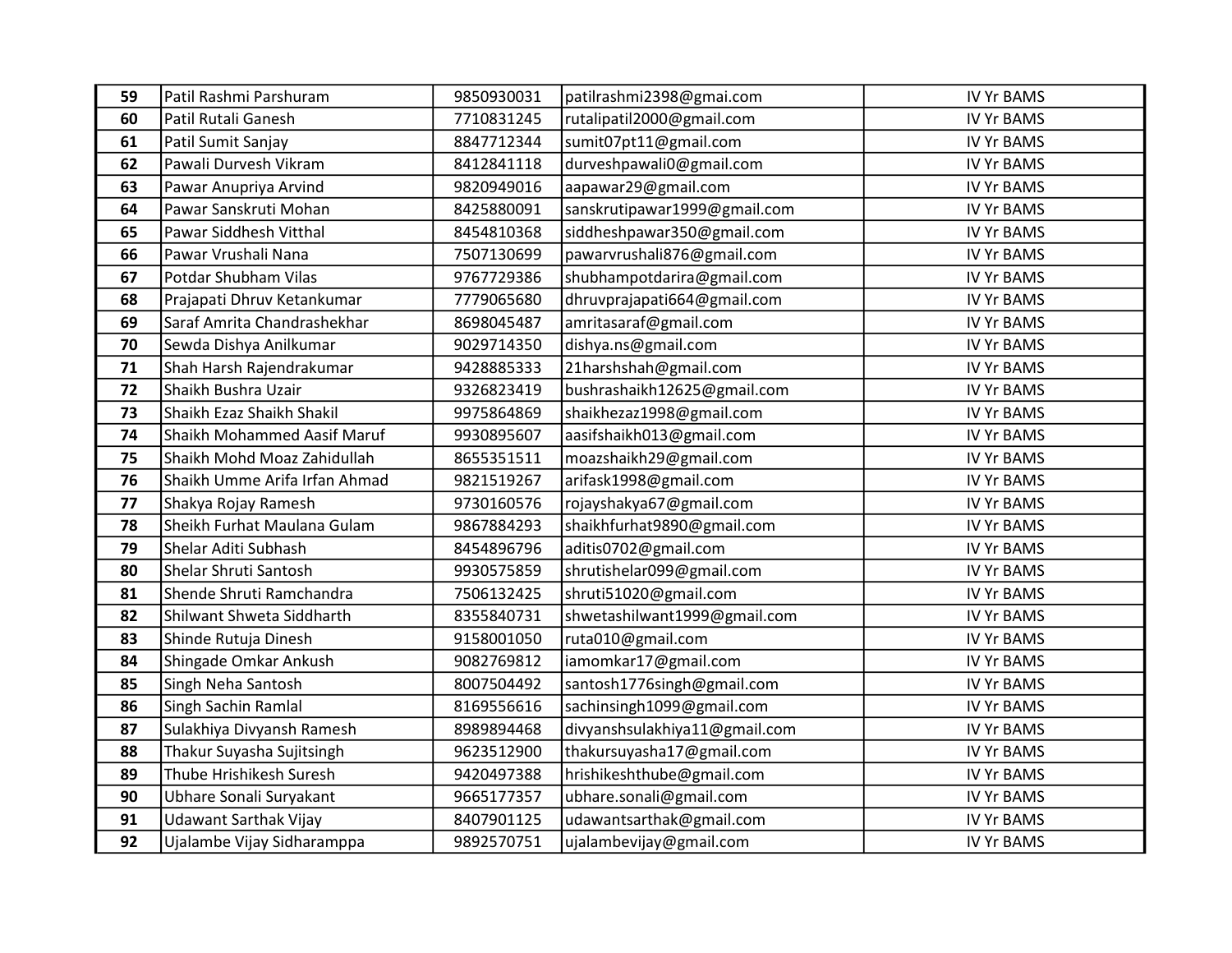| 59 | Patil Rashmi Parshuram | 9850930031 | patilrashmi2398@gmai.com | IV Yr BAMS |
|---|---|---|---|---|
| 60 | Patil Rutali Ganesh | 7710831245 | rutalipatil2000@gmail.com | IV Yr BAMS |
| 61 | Patil Sumit Sanjay | 8847712344 | sumit07pt11@gmail.com | IV Yr BAMS |
| 62 | Pawali Durvesh Vikram | 8412841118 | durveshpawali0@gmail.com | IV Yr BAMS |
| 63 | Pawar Anupriya Arvind | 9820949016 | aapawar29@gmail.com | IV Yr BAMS |
| 64 | Pawar Sanskruti Mohan | 8425880091 | sanskrutipawar1999@gmail.com | IV Yr BAMS |
| 65 | Pawar Siddhesh Vitthal | 8454810368 | siddheshpawar350@gmail.com | IV Yr BAMS |
| 66 | Pawar Vrushali Nana | 7507130699 | pawarvrushali876@gmail.com | IV Yr BAMS |
| 67 | Potdar Shubham Vilas | 9767729386 | shubhampotdarira@gmail.com | IV Yr BAMS |
| 68 | Prajapati Dhruv Ketankumar | 7779065680 | dhruvprajapati664@gmail.com | IV Yr BAMS |
| 69 | Saraf Amrita Chandrashekhar | 8698045487 | amritasaraf@gmail.com | IV Yr BAMS |
| 70 | Sewda Dishya Anilkumar | 9029714350 | dishya.ns@gmail.com | IV Yr BAMS |
| 71 | Shah Harsh Rajendrakumar | 9428885333 | 21harshshah@gmail.com | IV Yr BAMS |
| 72 | Shaikh Bushra Uzair | 9326823419 | bushrashaikh12625@gmail.com | IV Yr BAMS |
| 73 | Shaikh Ezaz Shaikh Shakil | 9975864869 | shaikhezaz1998@gmail.com | IV Yr BAMS |
| 74 | Shaikh Mohammed Aasif Maruf | 9930895607 | aasifshaikh013@gmail.com | IV Yr BAMS |
| 75 | Shaikh Mohd Moaz Zahidullah | 8655351511 | moazshaikh29@gmail.com | IV Yr BAMS |
| 76 | Shaikh Umme Arifa Irfan Ahmad | 9821519267 | arifask1998@gmail.com | IV Yr BAMS |
| 77 | Shakya Rojay Ramesh | 9730160576 | rojayshakya67@gmail.com | IV Yr BAMS |
| 78 | Sheikh Furhat Maulana Gulam | 9867884293 | shaikhfurhat9890@gmail.com | IV Yr BAMS |
| 79 | Shelar Aditi Subhash | 8454896796 | aditis0702@gmail.com | IV Yr BAMS |
| 80 | Shelar Shruti Santosh | 9930575859 | shrutishelar099@gmail.com | IV Yr BAMS |
| 81 | Shende Shruti Ramchandra | 7506132425 | shruti51020@gmail.com | IV Yr BAMS |
| 82 | Shilwant Shweta Siddharth | 8355840731 | shwetashilwant1999@gmail.com | IV Yr BAMS |
| 83 | Shinde Rutuja Dinesh | 9158001050 | ruta010@gmail.com | IV Yr BAMS |
| 84 | Shingade Omkar Ankush | 9082769812 | iamomkar17@gmail.com | IV Yr BAMS |
| 85 | Singh Neha Santosh | 8007504492 | santosh1776singh@gmail.com | IV Yr BAMS |
| 86 | Singh Sachin Ramlal | 8169556616 | sachinsingh1099@gmail.com | IV Yr BAMS |
| 87 | Sulakhiya Divyansh Ramesh | 8989894468 | divyanshsulakhiya11@gmail.com | IV Yr BAMS |
| 88 | Thakur Suyasha Sujitsingh | 9623512900 | thakursuyasha17@gmail.com | IV Yr BAMS |
| 89 | Thube Hrishikesh Suresh | 9420497388 | hrishikeshthube@gmail.com | IV Yr BAMS |
| 90 | Ubhare Sonali Suryakant | 9665177357 | ubhare.sonali@gmail.com | IV Yr BAMS |
| 91 | Udawant Sarthak Vijay | 8407901125 | udawantsarthak@gmail.com | IV Yr BAMS |
| 92 | Ujalambe Vijay Sidharamppa | 9892570751 | ujalambevijay@gmail.com | IV Yr BAMS |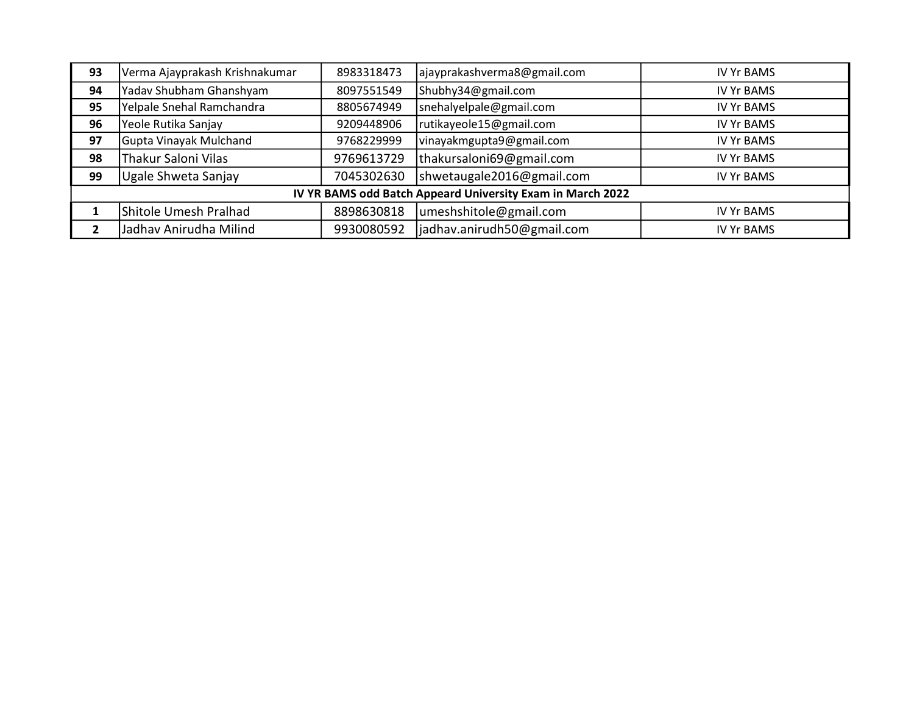| | | | | |
|---|---|---|---|---|
| **93** | Verma Ajayprakash Krishnakumar | 8983318473 | ajayprakashverma8@gmail.com | IV Yr BAMS |
| **94** | Yadav Shubham Ghanshyam | 8097551549 | Shubhy34@gmail.com | IV Yr BAMS |
| **95** | Yelpale Snehal Ramchandra | 8805674949 | snehalyelpale@gmail.com | IV Yr BAMS |
| **96** | Yeole Rutika Sanjay | 9209448906 | rutikayeole15@gmail.com | IV Yr BAMS |
| **97** | Gupta Vinayak Mulchand | 9768229999 | vinayakmgupta9@gmail.com | IV Yr BAMS |
| **98** | Thakur Saloni Vilas | 9769613729 | thakursaloni69@gmail.com | IV Yr BAMS |
| **99** | Ugale Shweta Sanjay | 7045302630 | shwetaugale2016@gmail.com | IV Yr BAMS |
| **IV YR BAMS odd Batch Appeard University Exam in March 2022** | | | | |
| **1** | Shitole Umesh Pralhad | 8898630818 | umeshshitole@gmail.com | IV Yr BAMS |
| **2** | Jadhav Anirudha Milind | 9930080592 | jadhav.anirudh50@gmail.com | IV Yr BAMS |